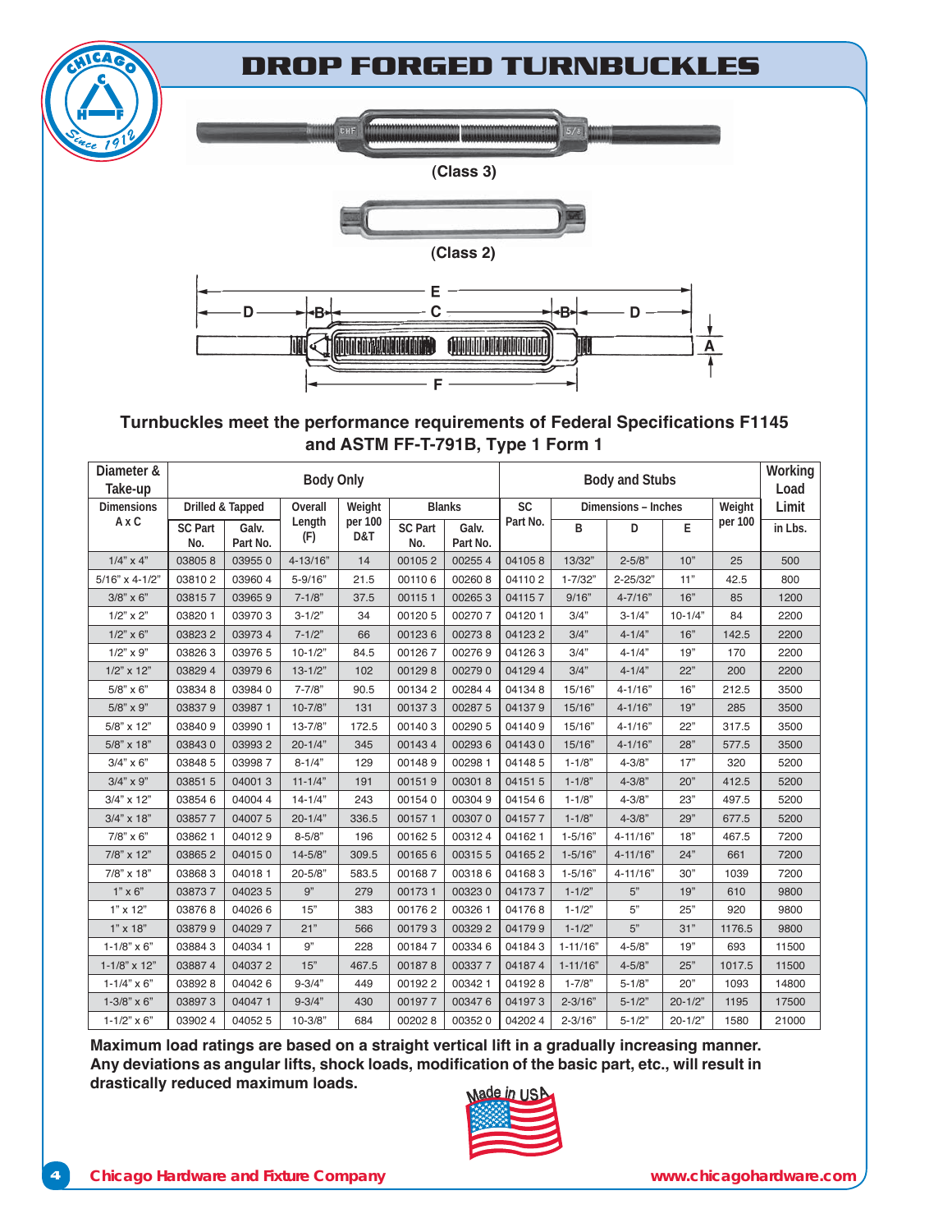# DROP FORGED TURNBUCKLES

(Class 3)

(Class 2)

**Turnbuckles meet the performance requirements of Federal Specifications F1145 and ASTM FF-T-791B, Type 1 Form 1**

| Diameter & Take-up | Body Only | | | | | | Body and Stubs | | | | | Working Load Limit |
|---|---|---|---|---|---|---|---|---|---|---|---|---|
| Dimensions | Drilled & Tapped | | Overall Length | Weight per 100 | Blanks | | SC Part No. | Dimensions – Inches | | | Weight per 100 | |
| A x C | SC Part No. | Galv. Part No. | (F) | D&T | SC Part No. | Galv. Part No. | | B | D | E | | in Lbs. |
| 1/4" x 4" | 03805 8 | 03955 0 | 4-13/16" | 14 | 00105 2 | 00255 4 | 04105 8 | 13/32" | 2-5/8" | 10" | 25 | 500 |
| 5/16" x 4-1/2" | 03810 2 | 03960 4 | 5-9/16" | 21.5 | 00110 6 | 00260 8 | 04110 2 | 1-7/32" | 2-25/32" | 11" | 42.5 | 800 |
| 3/8" x 6" | 03815 7 | 03965 9 | 7-1/8" | 37.5 | 00115 1 | 00265 3 | 04115 7 | 9/16" | 4-7/16" | 16" | 85 | 1200 |
| 1/2" x 2" | 03820 1 | 03970 3 | 3-1/2" | 34 | 00120 5 | 00270 7 | 04120 1 | 3/4" | 3-1/4" | 10-1/4" | 84 | 2200 |
| 1/2" x 6" | 03823 2 | 03973 4 | 7-1/2" | 66 | 00123 6 | 00273 8 | 04123 2 | 3/4" | 4-1/4" | 16" | 142.5 | 2200 |
| 1/2" x 9" | 03826 3 | 03976 5 | 10-1/2" | 84.5 | 00126 7 | 00276 9 | 04126 3 | 3/4" | 4-1/4" | 19" | 170 | 2200 |
| 1/2" x 12" | 03829 4 | 03979 6 | 13-1/2" | 102 | 00129 8 | 00279 0 | 04129 4 | 3/4" | 4-1/4" | 22" | 200 | 2200 |
| 5/8" x 6" | 03834 8 | 03984 0 | 7-7/8" | 90.5 | 00134 2 | 00284 4 | 04134 8 | 15/16" | 4-1/16" | 16" | 212.5 | 3500 |
| 5/8" x 9" | 03837 9 | 03987 1 | 10-7/8" | 131 | 00137 3 | 00287 5 | 04137 9 | 15/16" | 4-1/16" | 19" | 285 | 3500 |
| 5/8" x 12" | 03840 9 | 03990 1 | 13-7/8" | 172.5 | 00140 3 | 00290 5 | 04140 9 | 15/16" | 4-1/16" | 22" | 317.5 | 3500 |
| 5/8" x 18" | 03843 0 | 03993 2 | 20-1/4" | 345 | 00143 4 | 00293 6 | 04143 0 | 15/16" | 4-1/16" | 28" | 577.5 | 3500 |
| 3/4" x 6" | 03848 5 | 03998 7 | 8-1/4" | 129 | 00148 9 | 00298 1 | 04148 5 | 1-1/8" | 4-3/8" | 17" | 320 | 5200 |
| 3/4" x 9" | 03851 5 | 04001 3 | 11-1/4" | 191 | 00151 9 | 00301 8 | 04151 5 | 1-1/8" | 4-3/8" | 20" | 412.5 | 5200 |
| 3/4" x 12" | 03854 6 | 04004 4 | 14-1/4" | 243 | 00154 0 | 00304 9 | 04154 6 | 1-1/8" | 4-3/8" | 23" | 497.5 | 5200 |
| 3/4" x 18" | 03857 7 | 04007 5 | 20-1/4" | 336.5 | 00157 1 | 00307 0 | 04157 7 | 1-1/8" | 4-3/8" | 29" | 677.5 | 5200 |
| 7/8" x 6" | 03862 1 | 04012 9 | 8-5/8" | 196 | 00162 5 | 00312 4 | 04162 1 | 1-5/16" | 4-11/16" | 18" | 467.5 | 7200 |
| 7/8" x 12" | 03865 2 | 04015 0 | 14-5/8" | 309.5 | 00165 6 | 00315 5 | 04165 2 | 1-5/16" | 4-11/16" | 24" | 661 | 7200 |
| 7/8" x 18" | 03868 3 | 04018 1 | 20-5/8" | 583.5 | 00168 7 | 00318 6 | 04168 3 | 1-5/16" | 4-11/16" | 30" | 1039 | 7200 |
| 1" x 6" | 03873 7 | 04023 5 | 9" | 279 | 00173 1 | 00323 0 | 04173 7 | 1-1/2" | 5" | 19" | 610 | 9800 |
| 1" x 12" | 03876 8 | 04026 6 | 15" | 383 | 00176 2 | 00326 1 | 04176 8 | 1-1/2" | 5" | 25" | 920 | 9800 |
| 1" x 18" | 03879 9 | 04029 7 | 21" | 566 | 00179 3 | 00329 2 | 04179 9 | 1-1/2" | 5" | 31" | 1176.5 | 9800 |
| 1-1/8" x 6" | 03884 3 | 04034 1 | 9" | 228 | 00184 7 | 00334 6 | 04184 3 | 1-11/16" | 4-5/8" | 19" | 693 | 11500 |
| 1-1/8" x 12" | 03887 4 | 04037 2 | 15" | 467.5 | 00187 8 | 00337 7 | 04187 4 | 1-11/16" | 4-5/8" | 25" | 1017.5 | 11500 |
| 1-1/4" x 6" | 03892 8 | 04042 6 | 9-3/4" | 449 | 00192 2 | 00342 1 | 04192 8 | 1-7/8" | 5-1/8" | 20" | 1093 | 14800 |
| 1-3/8" x 6" | 03897 3 | 04047 1 | 9-3/4" | 430 | 00197 7 | 00347 6 | 04197 3 | 2-3/16" | 5-1/2" | 20-1/2" | 1195 | 17500 |
| 1-1/2" x 6" | 03902 4 | 04052 5 | 10-3/8" | 684 | 00202 8 | 00352 0 | 04202 4 | 2-3/16" | 5-1/2" | 20-1/2" | 1580 | 21000 |

**Maximum load ratings are based on a straight vertical lift in a gradually increasing manner. Any deviations as angular lifts, shock loads, modification of the basic part, etc., will result in drastically reduced maximum loads.**

Made in USA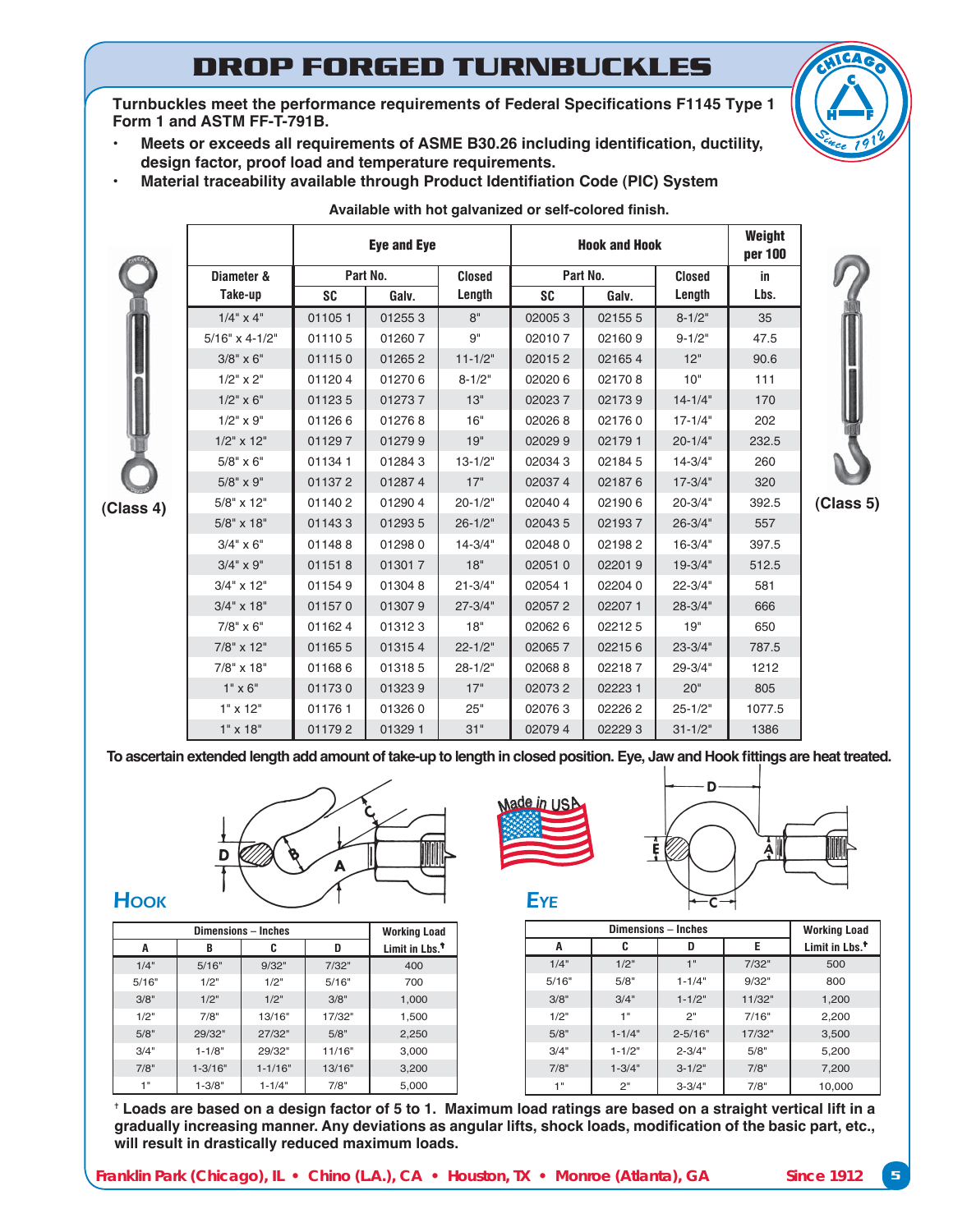# DROP FORGED TURNBUCKLES

**Turnbuckles meet the performance requirements of Federal Specifications F1145 Type 1 Form 1 and ASTM FF-T-791B.**

- **Meets or exceeds all requirements of ASME B30.26 including identification, ductility, design factor, proof load and temperature requirements.**
- **Material traceability available through Product Identifiation Code (PIC) System**

**Available with hot galvanized or self-colored finish.**

(Class 4) (Class 5)

| Diameter & Take-up | Eye and Eye | | | Hook and Hook | | | Weight per 100 in Lbs. |
|---|---|---|---|---|---|---|---|
| | Part No. | | Closed Length | Part No. | | Closed Length | |
| | SC | Galv. | | SC | Galv. | | |
| 1/4" x 4" | 01105 1 | 01255 3 | 8" | 02005 3 | 02155 5 | 8-1/2" | 35 |
| 5/16" x 4-1/2" | 01110 5 | 01260 7 | 9" | 02010 7 | 02160 9 | 9-1/2" | 47.5 |
| 3/8" x 6" | 01115 0 | 01265 2 | 11-1/2" | 02015 2 | 02165 4 | 12" | 90.6 |
| 1/2" x 2" | 01120 4 | 01270 6 | 8-1/2" | 02020 6 | 02170 8 | 10" | 111 |
| 1/2" x 6" | 01123 5 | 01273 7 | 13" | 02023 7 | 02173 9 | 14-1/4" | 170 |
| 1/2" x 9" | 01126 6 | 01276 8 | 16" | 02026 8 | 02176 0 | 17-1/4" | 202 |
| 1/2" x 12" | 01129 7 | 01279 9 | 19" | 02029 9 | 02179 1 | 20-1/4" | 232.5 |
| 5/8" x 6" | 01134 1 | 01284 3 | 13-1/2" | 02034 3 | 02184 5 | 14-3/4" | 260 |
| 5/8" x 9" | 01137 2 | 01287 4 | 17" | 02037 4 | 02187 6 | 17-3/4" | 320 |
| 5/8" x 12" | 01140 2 | 01290 4 | 20-1/2" | 02040 4 | 02190 6 | 20-3/4" | 392.5 |
| 5/8" x 18" | 01143 3 | 01293 5 | 26-1/2" | 02043 5 | 02193 7 | 26-3/4" | 557 |
| 3/4" x 6" | 01148 8 | 01298 0 | 14-3/4" | 02048 0 | 02198 2 | 16-3/4" | 397.5 |
| 3/4" x 9" | 01151 8 | 01301 7 | 18" | 02051 0 | 02201 9 | 19-3/4" | 512.5 |
| 3/4" x 12" | 01154 9 | 01304 8 | 21-3/4" | 02054 1 | 02204 0 | 22-3/4" | 581 |
| 3/4" x 18" | 01157 0 | 01307 9 | 27-3/4" | 02057 2 | 02207 1 | 28-3/4" | 666 |
| 7/8" x 6" | 01162 4 | 01312 3 | 18" | 02062 6 | 02212 5 | 19" | 650 |
| 7/8" x 12" | 01165 5 | 01315 4 | 22-1/2" | 02065 7 | 02215 6 | 23-3/4" | 787.5 |
| 7/8" x 18" | 01168 6 | 01318 5 | 28-1/2" | 02068 8 | 02218 7 | 29-3/4" | 1212 |
| 1" x 6" | 01173 0 | 01323 9 | 17" | 02073 2 | 02223 1 | 20" | 805 |
| 1" x 12" | 01176 1 | 01326 0 | 25" | 02076 3 | 02226 2 | 25-1/2" | 1077.5 |
| 1" x 18" | 01179 2 | 01329 1 | 31" | 02079 4 | 02229 3 | 31-1/2" | 1386 |

**To ascertain extended length add amount of take-up to length in closed position. Eye, Jaw and Hook fittings are heat treated.**

Made in USA

## HOOK

| Dimensions – Inches | | | | Working Load Limit in Lbs.† |
|---|---|---|---|---|
| A | B | C | D | |
| 1/4" | 5/16" | 9/32" | 7/32" | 400 |
| 5/16" | 1/2" | 1/2" | 5/16" | 700 |
| 3/8" | 1/2" | 1/2" | 3/8" | 1,000 |
| 1/2" | 7/8" | 13/16" | 17/32" | 1,500 |
| 5/8" | 29/32" | 27/32" | 5/8" | 2,250 |
| 3/4" | 1-1/8" | 29/32" | 11/16" | 3,000 |
| 7/8" | 1-3/16" | 1-1/16" | 13/16" | 3,200 |
| 1" | 1-3/8" | 1-1/4" | 7/8" | 5,000 |

## EYE

| Dimensions – Inches | | | | Working Load Limit in Lbs.† |
|---|---|---|---|---|
| A | C | D | E | |
| 1/4" | 1/2" | 1" | 7/32" | 500 |
| 5/16" | 5/8" | 1-1/4" | 9/32" | 800 |
| 3/8" | 3/4" | 1-1/2" | 11/32" | 1,200 |
| 1/2" | 1" | 2" | 7/16" | 2,200 |
| 5/8" | 1-1/4" | 2-5/16" | 17/32" | 3,500 |
| 3/4" | 1-1/2" | 2-3/4" | 5/8" | 5,200 |
| 7/8" | 1-3/4" | 3-1/2" | 7/8" | 7,200 |
| 1" | 2" | 3-3/4" | 7/8" | 10,000 |

**† Loads are based on a design factor of 5 to 1. Maximum load ratings are based on a straight vertical lift in a gradually increasing manner. Any deviations as angular lifts, shock loads, modification of the basic part, etc., will result in drastically reduced maximum loads.**

Franklin Park (Chicago), IL • Chino (L.A.), CA • Houston, TX • Monroe (Atlanta), GA    Since 1912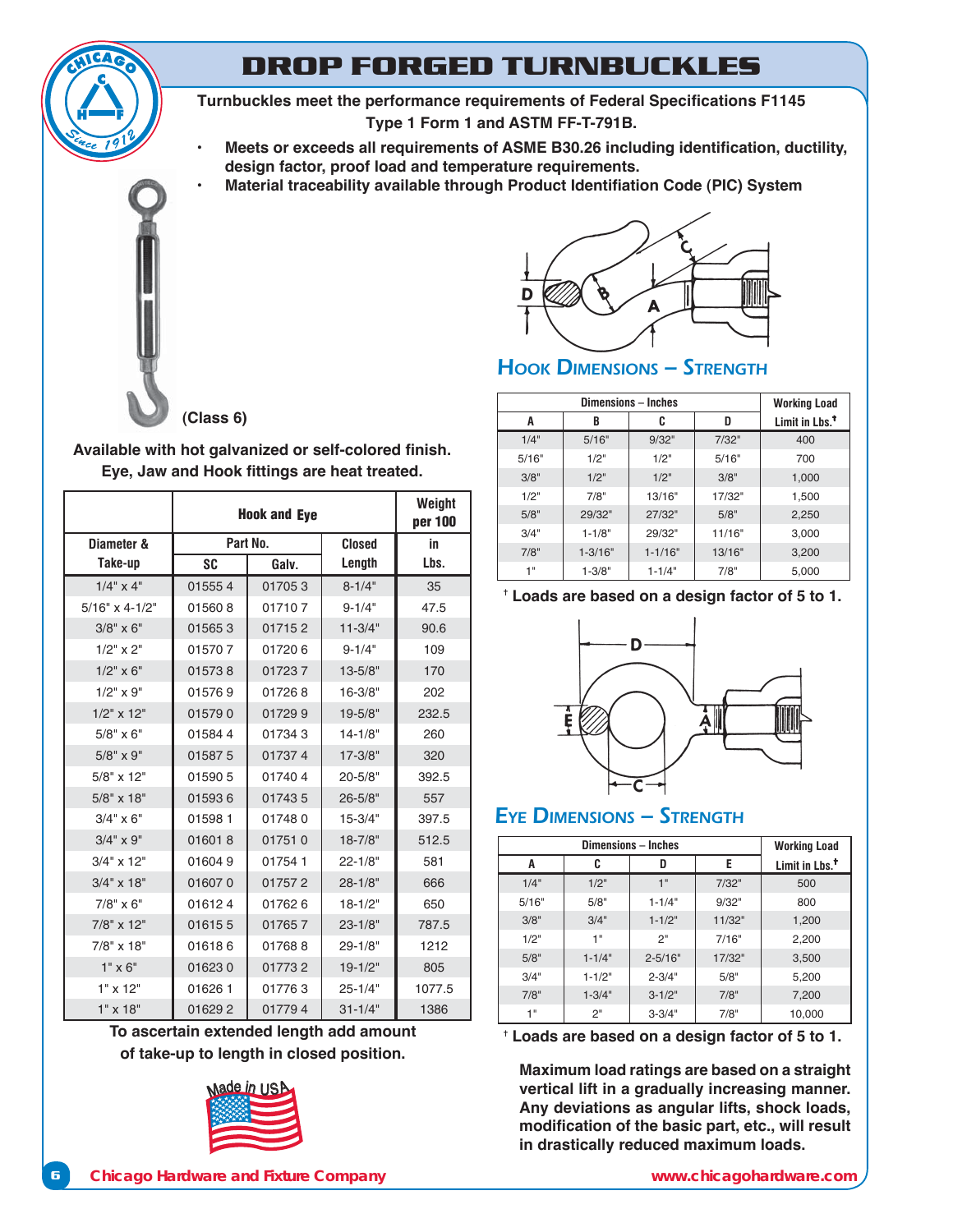# DROP FORGED TURNBUCKLES

**Turnbuckles meet the performance requirements of Federal Specifications F1145 Type 1 Form 1 and ASTM FF-T-791B.**

- **Meets or exceeds all requirements of ASME B30.26 including identification, ductility, design factor, proof load and temperature requirements.**
- **Material traceability available through Product Identiifation Code (PIC) System**

**(Class 6)**

**Available with hot galvanized or self-colored finish. Eye, Jaw and Hook fittings are heat treated.**

| Diameter & Take-up | Hook and Eye Part No. SC | Galv. | Closed Length | Weight per 100 in Lbs. |
|---|---|---|---|---|
| 1/4" x 4" | 01555 4 | 01705 3 | 8-1/4" | 35 |
| 5/16" x 4-1/2" | 01560 8 | 01710 7 | 9-1/4" | 47.5 |
| 3/8" x 6" | 01565 3 | 01715 2 | 11-3/4" | 90.6 |
| 1/2" x 2" | 01570 7 | 01720 6 | 9-1/4" | 109 |
| 1/2" x 6" | 01573 8 | 01723 7 | 13-5/8" | 170 |
| 1/2" x 9" | 01576 9 | 01726 8 | 16-3/8" | 202 |
| 1/2" x 12" | 01579 0 | 01729 9 | 19-5/8" | 232.5 |
| 5/8" x 6" | 01584 4 | 01734 3 | 14-1/8" | 260 |
| 5/8" x 9" | 01587 5 | 01737 4 | 17-3/8" | 320 |
| 5/8" x 12" | 01590 5 | 01740 4 | 20-5/8" | 392.5 |
| 5/8" x 18" | 01593 6 | 01743 5 | 26-5/8" | 557 |
| 3/4" x 6" | 01598 1 | 01748 0 | 15-3/4" | 397.5 |
| 3/4" x 9" | 01601 8 | 01751 0 | 18-7/8" | 512.5 |
| 3/4" x 12" | 01604 9 | 01754 1 | 22-1/8" | 581 |
| 3/4" x 18" | 01607 0 | 01757 2 | 28-1/8" | 666 |
| 7/8" x 6" | 01612 4 | 01762 6 | 18-1/2" | 650 |
| 7/8" x 12" | 01615 5 | 01765 7 | 23-1/8" | 787.5 |
| 7/8" x 18" | 01618 6 | 01768 8 | 29-1/8" | 1212 |
| 1" x 6" | 01623 0 | 01773 2 | 19-1/2" | 805 |
| 1" x 12" | 01626 1 | 01776 3 | 25-1/4" | 1077.5 |
| 1" x 18" | 01629 2 | 01779 4 | 31-1/4" | 1386 |

**To ascertain extended length add amount of take-up to length in closed position.**

Made in USA

## Hook Dimensions – Strength

| Dimensions – Inches A | B | C | D | Working Load Limit in Lbs.† |
|---|---|---|---|---|
| 1/4" | 5/16" | 9/32" | 7/32" | 400 |
| 5/16" | 1/2" | 1/2" | 5/16" | 700 |
| 3/8" | 1/2" | 1/2" | 3/8" | 1,000 |
| 1/2" | 7/8" | 13/16" | 17/32" | 1,500 |
| 5/8" | 29/32" | 27/32" | 5/8" | 2,250 |
| 3/4" | 1-1/8" | 29/32" | 11/16" | 3,000 |
| 7/8" | 1-3/16" | 1-1/16" | 13/16" | 3,200 |
| 1" | 1-3/8" | 1-1/4" | 7/8" | 5,000 |

† **Loads are based on a design factor of 5 to 1.**

## Eye Dimensions – Strength

| Dimensions – Inches A | C | D | E | Working Load Limit in Lbs.† |
|---|---|---|---|---|
| 1/4" | 1/2" | 1" | 7/32" | 500 |
| 5/16" | 5/8" | 1-1/4" | 9/32" | 800 |
| 3/8" | 3/4" | 1-1/2" | 11/32" | 1,200 |
| 1/2" | 1" | 2" | 7/16" | 2,200 |
| 5/8" | 1-1/4" | 2-5/16" | 17/32" | 3,500 |
| 3/4" | 1-1/2" | 2-3/4" | 5/8" | 5,200 |
| 7/8" | 1-3/4" | 3-1/2" | 7/8" | 7,200 |
| 1" | 2" | 3-3/4" | 7/8" | 10,000 |

† **Loads are based on a design factor of 5 to 1.**

**Maximum load ratings are based on a straight vertical lift in a gradually increasing manner. Any deviations as angular lifts, shock loads, modification of the basic part, etc., will result in drastically reduced maximum loads.**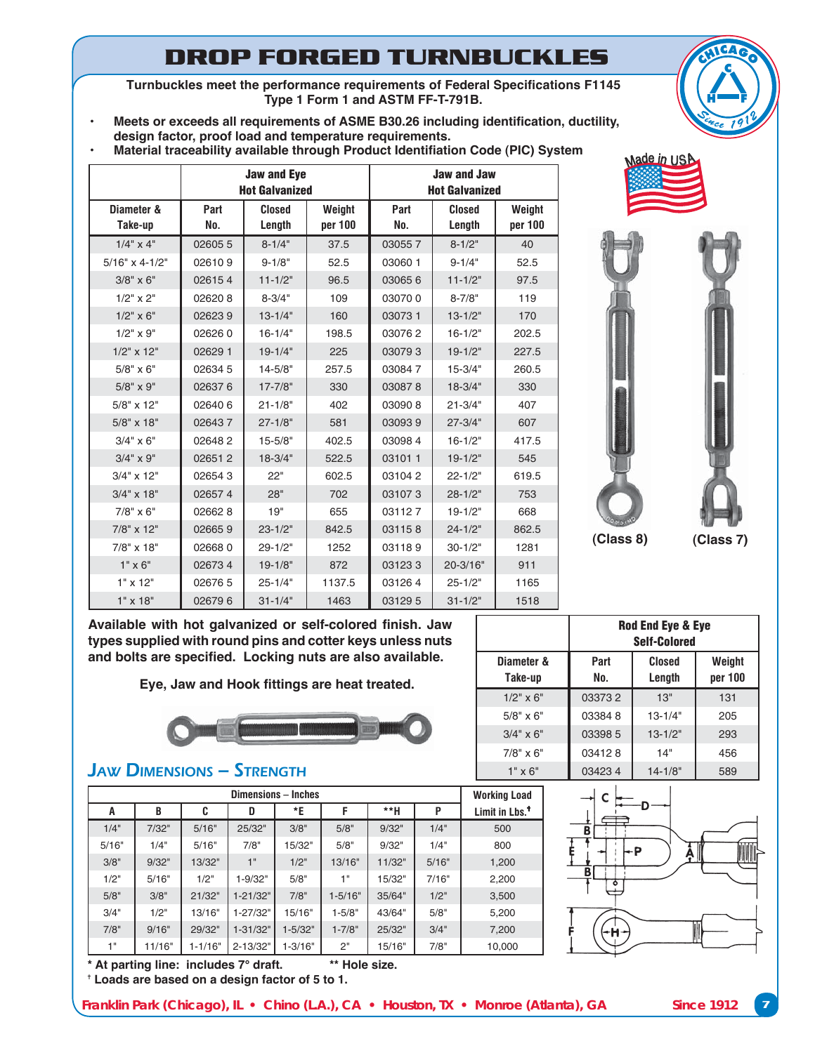# DROP FORGED TURNBUCKLES

**Turnbuckles meet the performance requirements of Federal Specifications F1145 Type 1 Form 1 and ASTM FF-T-791B.**

- **Meets or exceeds all requirements of ASME B30.26 including identification, ductility, design factor, proof load and temperature requirements.**
- **Material traceability available through Product Identifiation Code (PIC) System**

Made in USA

| | Jaw and Eye Hot Galvanized | | | Jaw and Jaw Hot Galvanized | | |
|---|---|---|---|---|---|---|
| Diameter & Take-up | Part No. | Closed Length | Weight per 100 | Part No. | Closed Length | Weight per 100 |
| 1/4" x 4" | 02605 5 | 8-1/4" | 37.5 | 03055 7 | 8-1/2" | 40 |
| 5/16" x 4-1/2" | 02610 9 | 9-1/8" | 52.5 | 03060 1 | 9-1/4" | 52.5 |
| 3/8" x 6" | 02615 4 | 11-1/2" | 96.5 | 03065 6 | 11-1/2" | 97.5 |
| 1/2" x 2" | 02620 8 | 8-3/4" | 109 | 03070 0 | 8-7/8" | 119 |
| 1/2" x 6" | 02623 9 | 13-1/4" | 160 | 03073 1 | 13-1/2" | 170 |
| 1/2" x 9" | 02626 0 | 16-1/4" | 198.5 | 03076 2 | 16-1/2" | 202.5 |
| 1/2" x 12" | 02629 1 | 19-1/4" | 225 | 03079 3 | 19-1/2" | 227.5 |
| 5/8" x 6" | 02634 5 | 14-5/8" | 257.5 | 03084 7 | 15-3/4" | 260.5 |
| 5/8" x 9" | 02637 6 | 17-7/8" | 330 | 03087 8 | 18-3/4" | 330 |
| 5/8" x 12" | 02640 6 | 21-1/8" | 402 | 03090 8 | 21-3/4" | 407 |
| 5/8" x 18" | 02643 7 | 27-1/8" | 581 | 03093 9 | 27-3/4" | 607 |
| 3/4" x 6" | 02648 2 | 15-5/8" | 402.5 | 03098 4 | 16-1/2" | 417.5 |
| 3/4" x 9" | 02651 2 | 18-3/4" | 522.5 | 03101 1 | 19-1/2" | 545 |
| 3/4" x 12" | 02654 3 | 22" | 602.5 | 03104 2 | 22-1/2" | 619.5 |
| 3/4" x 18" | 02657 4 | 28" | 702 | 03107 3 | 28-1/2" | 753 |
| 7/8" x 6" | 02662 8 | 19" | 655 | 03112 7 | 19-1/2" | 668 |
| 7/8" x 12" | 02665 9 | 23-1/2" | 842.5 | 03115 8 | 24-1/2" | 862.5 |
| 7/8" x 18" | 02668 0 | 29-1/2" | 1252 | 03118 9 | 30-1/2" | 1281 |
| 1" x 6" | 02673 4 | 19-1/8" | 872 | 03123 3 | 20-3/16" | 911 |
| 1" x 12" | 02676 5 | 25-1/4" | 1137.5 | 03126 4 | 25-1/2" | 1165 |
| 1" x 18" | 02679 6 | 31-1/4" | 1463 | 03129 5 | 31-1/2" | 1518 |

(Class 8) (Class 7)

**Available with hot galvanized or self-colored finish. Jaw types supplied with round pins and cotter keys unless nuts and bolts are specified. Locking nuts are also available.**

**Eye, Jaw and Hook fittings are heat treated.**

| | Rod End Eye & Eye Self-Colored | | |
|---|---|---|---|
| Diameter & Take-up | Part No. | Closed Length | Weight per 100 |
| 1/2" x 6" | 03373 2 | 13" | 131 |
| 5/8" x 6" | 03384 8 | 13-1/4" | 205 |
| 3/4" x 6" | 03398 5 | 13-1/2" | 293 |
| 7/8" x 6" | 03412 8 | 14" | 456 |
| 1" x 6" | 03423 4 | 14-1/8" | 589 |

## Jaw Dimensions – Strength

| Dimensions – Inches | | | | | | | | Working Load Limit in Lbs.† |
|---|---|---|---|---|---|---|---|---|
| A | B | C | D | *E | F | **H | P | |
| 1/4" | 7/32" | 5/16" | 25/32" | 3/8" | 5/8" | 9/32" | 1/4" | 500 |
| 5/16" | 1/4" | 5/16" | 7/8" | 15/32" | 5/8" | 9/32" | 1/4" | 800 |
| 3/8" | 9/32" | 13/32" | 1" | 1/2" | 13/16" | 11/32" | 5/16" | 1,200 |
| 1/2" | 5/16" | 1/2" | 1-9/32" | 5/8" | 1" | 15/32" | 7/16" | 2,200 |
| 5/8" | 3/8" | 21/32" | 1-21/32" | 7/8" | 1-5/16" | 35/64" | 1/2" | 3,500 |
| 3/4" | 1/2" | 13/16" | 1-27/32" | 15/16" | 1-5/8" | 43/64" | 5/8" | 5,200 |
| 7/8" | 9/16" | 29/32" | 1-31/32" | 1-5/32" | 1-7/8" | 25/32" | 3/4" | 7,200 |
| 1" | 11/16" | 1-1/16" | 2-13/32" | 1-3/16" | 2" | 15/16" | 7/8" | 10,000 |

\* At parting line: includes 7° draft. ** Hole size.

† Loads are based on a design factor of 5 to 1.

Franklin Park (Chicago), IL • Chino (L.A.), CA • Houston, TX • Monroe (Atlanta), GA Since 1912